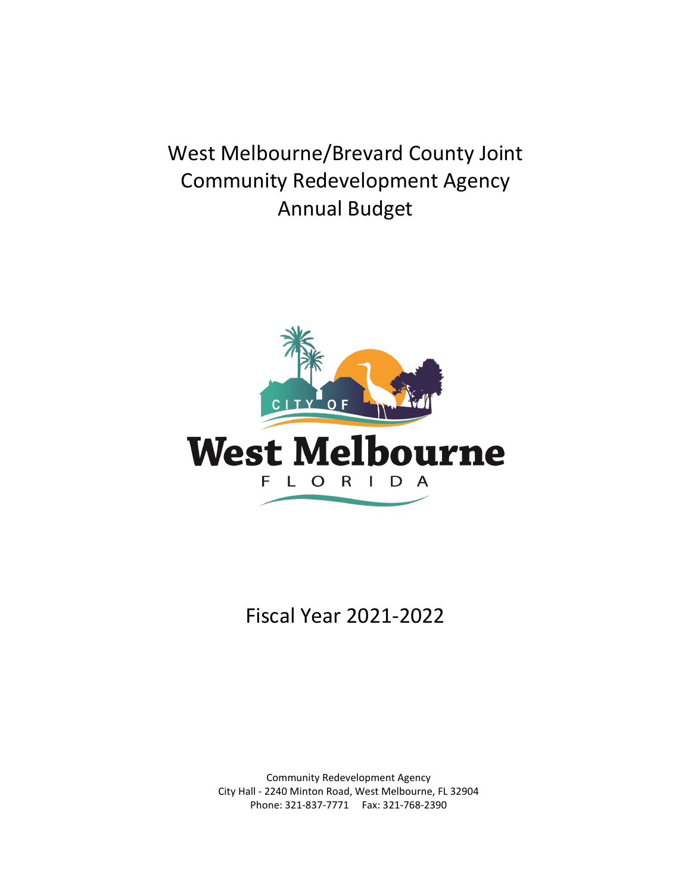# West Melbourne/Brevard County Joint Community Redevelopment Agency Annual Budget

CITY OF

West Melbourne

FLORIDA

## Fiscal Year 2021-2022

Community Redevelopment Agency
City Hall - 2240 Minton Road, West Melbourne, FL 32904
Phone: 321-837-7771 Fax: 321-768-2390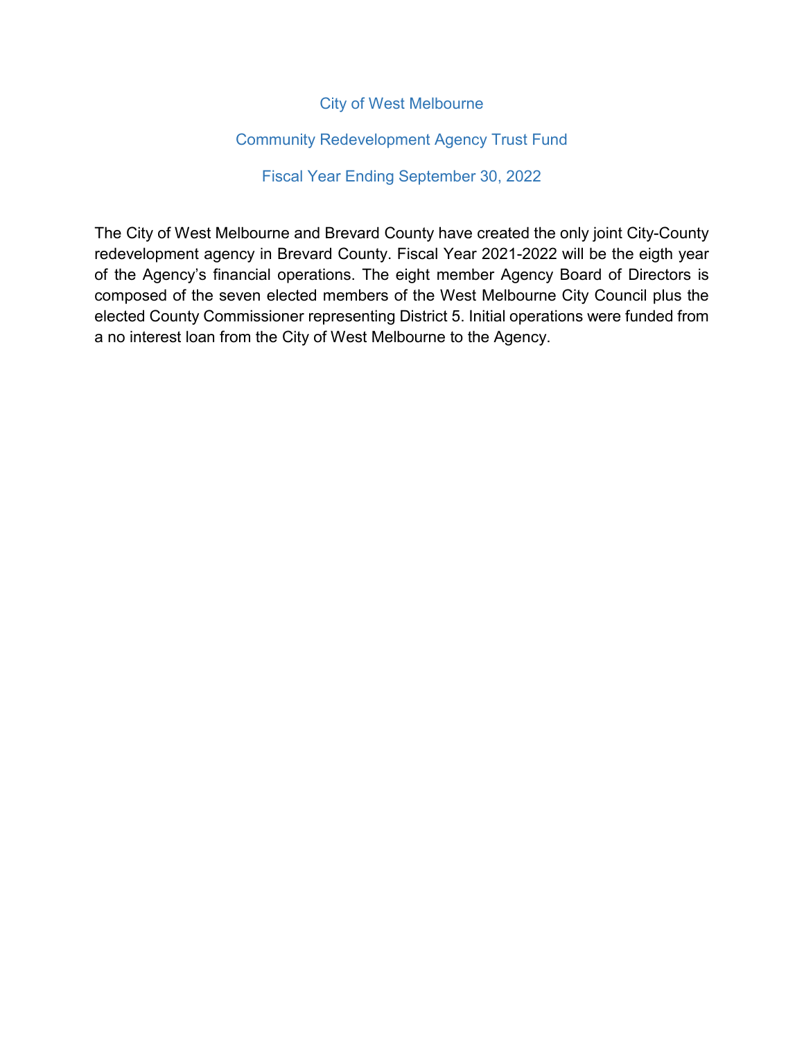# City of West Melbourne

## Community Redevelopment Agency Trust Fund

## Fiscal Year Ending September 30, 2022

The City of West Melbourne and Brevard County have created the only joint City-County redevelopment agency in Brevard County. Fiscal Year 2021-2022 will be the eigth year of the Agency's financial operations. The eight member Agency Board of Directors is composed of the seven elected members of the West Melbourne City Council plus the elected County Commissioner representing District 5. Initial operations were funded from a no interest loan from the City of West Melbourne to the Agency.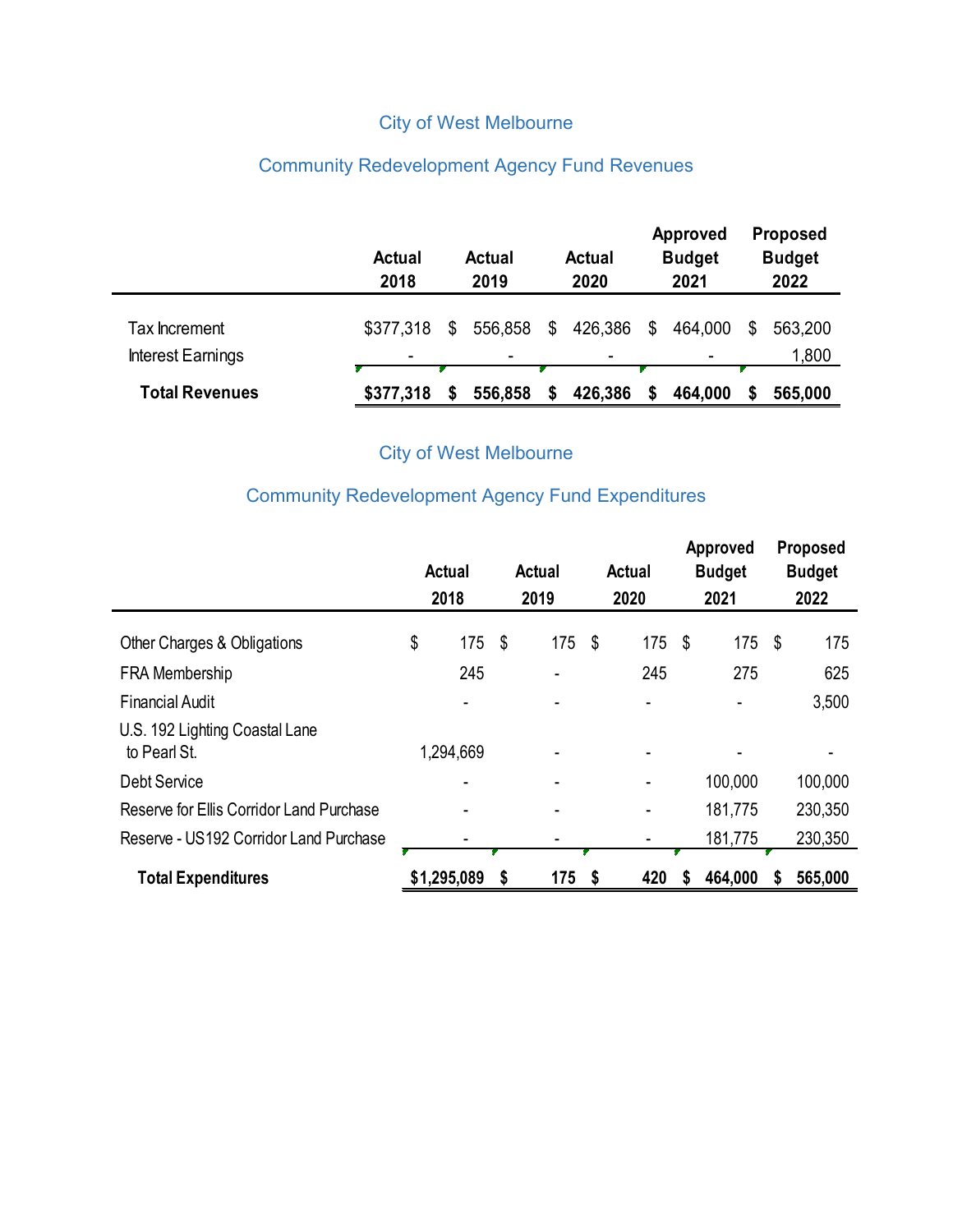## City of West Melbourne

## Community Redevelopment Agency Fund Revenues

| | Actual 2018 | Actual 2019 | Actual 2020 | Approved Budget 2021 | Proposed Budget 2022 |
|---|---|---|---|---|---|
| Tax Increment | $377,318 | $ 556,858 | $ 426,386 | $ 464,000 | $ 563,200 |
| Interest Earnings | - | - | - | - | 1,800 |
| **Total Revenues** | **$377,318** | **$ 556,858** | **$ 426,386** | **$ 464,000** | **$ 565,000** |

## City of West Melbourne

## Community Redevelopment Agency Fund Expenditures

| | Actual 2018 | Actual 2019 | Actual 2020 | Approved Budget 2021 | Proposed Budget 2022 |
|---|---|---|---|---|---|
| Other Charges & Obligations | $ 175 | $ 175 | $ 175 | $ 175 | $ 175 |
| FRA Membership | 245 | - | 245 | 275 | 625 |
| Financial Audit | - | - | - | - | 3,500 |
| U.S. 192 Lighting Coastal Lane to Pearl St. | 1,294,669 | - | - | - | - |
| Debt Service | - | - | - | 100,000 | 100,000 |
| Reserve for Ellis Corridor Land Purchase | - | - | - | 181,775 | 230,350 |
| Reserve - US192 Corridor Land Purchase | - | - | - | 181,775 | 230,350 |
| **Total Expenditures** | **$1,295,089** | **$ 175** | **$ 420** | **$ 464,000** | **$ 565,000** |